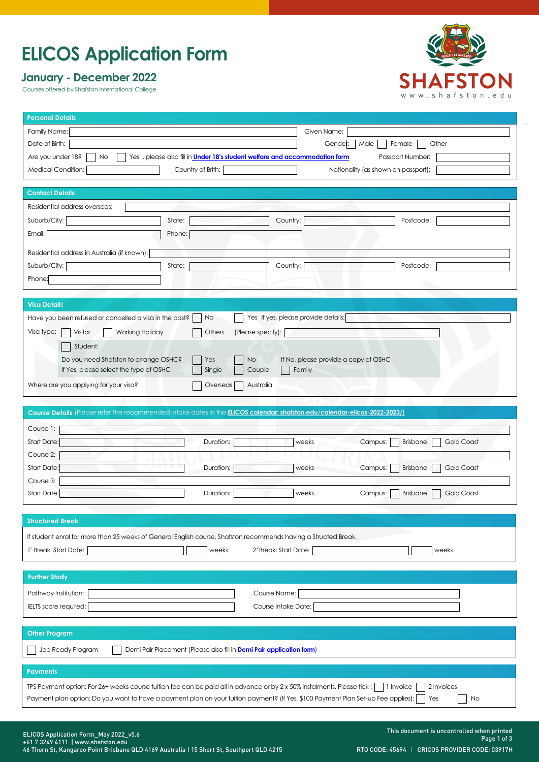# ELICOS Application Form

## January - December 2022

Courses offered by Shafston International College

SHAFSTON
www.shafston.edu

### Personal Details

Family Name: ______ Given Name: ______

Date of Birth: ______ Gender: ☐ Male ☐ Female ☐ Other

Are you under 18? ☐ No ☐ Yes , please also fill in **Under 18's student welfare and accommodation form** Passport Number: ______

Medical Condition: ______ Country of Brith: ______ Nationality (as shown on passport): ______

### Contact Details

Residential address overseas: ______

Suburb/City: ______ State: ______ Country: ______ Postcode: ______

Email: ______ Phone: ______

Residential address in Australia (if known): ______

Suburb/City: ______ State: ______ Country: ______ Postcode: ______

Phone: ______

### Visa Details

Have you been refused or cancelled a visa in the past? ☐ No ☐ Yes If yes, please provide details: ______

Visa type: ☐ Visitor ☐ Working Holiday ☐ Others (Please specify): ______

☐ Student:

Do you need Shafston to arrange OSHC? ☐ Yes ☐ No If No, please provide a copy of OSHC

If Yes, please select the type of OSHC ☐ Single ☐ Couple ☐ Family

Where are you applying for your visa? ☐ Overseas ☐ Australia

### Course Details (Please refer the recommended intake dates in the **ELICOS calendar: shafston.edu/calendar-elicos-2022-2023/**)

Course 1: ______

Start Date: ______ Duration: ______ weeks Campus: ☐ Brisbane ☐ Gold Coast

Course 2: ______

Start Date: ______ Duration: ______ weeks Campus: ☐ Brisbane ☐ Gold Coast

Course 3: ______

Start Date: ______ Duration: ______ weeks Campus: ☐ Brisbane ☐ Gold Coast

### Structured Break

If student enrol for more than 25 weeks of General English course, Shafston recommends having a Structed Break.

1st Break: Start Date: ______ ______ weeks 2nd Break: Start Date: ______ ______ weeks

### Further Study

Pathway Institution: ______ Course Name: ______

IELTS score required: ______ Course Intake Date: ______

### Other Program

☐ Job Ready Program ☐ Demi Pair Placement (Please also fill in **Demi Pair application form**)

### Payments

TPS Payment option: For 26+ weeks course tuition fee can be paid all in advance or by 2 x 50% instalments. Please tick : ☐ 1 Invoice ☐ 2 Invoices

Payment plan option: Do you want to have a payment plan on your tuition payment? (If Yes, $100 Payment Plan Set-up Fee applies): ☐ Yes ☐ No

ELICOS Application Form_May 2022_v5.6
+61 7 3249 4111 | www.shafston.edu
46 Thorn St, Kangaroo Point Brisbane QLD 4169 Australia | 15 Short St, Southport QLD 4215

This document is uncontrolled when printed

RTO CODE: 45694 | CRICOS PROVIDER CODE: 03917H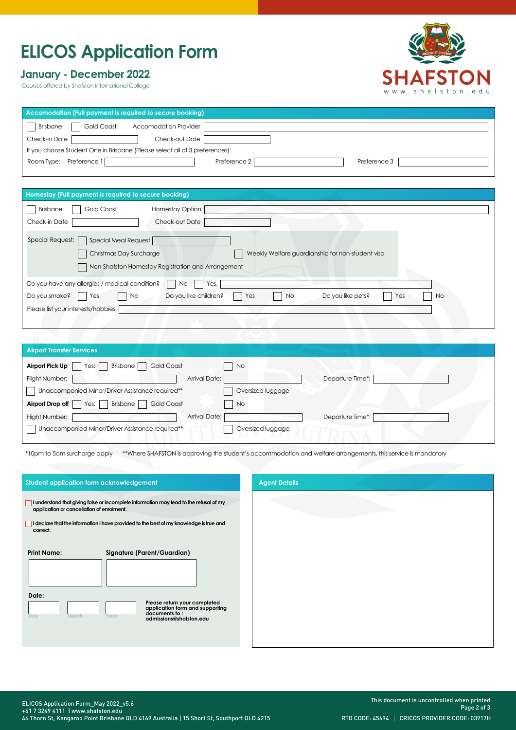# ELICOS Application Form

## January - December 2022

Courses offered by Shafston International College

SHAFSTON
www.shafston.edu

### Accomodation (Full payment is required to secure booking)

☐ Brisbane ☐ Gold Coast Accomodation Provider

Check-in Date Check-out Date

If you choose Student One in Brisbane (Please select all of 3 preferences):

Room Type: Preference 1 Preference 2 Preference 3

### Homestay (Full payment is required to secure booking)

☐ Brisbane ☐ Gold Coast Homestay Option

Check-in Date Check-out Date

Special Request: ☐ Special Meal Request

☐ Christmas Day Surcharge ☐ Weekly Welfare guardianship for non-student visa

☐ Non-Shafston Homestay Registration and Arrangement

Do you have any allergies / medical condition? ☐ No ☐ Yes,

Do you smoke? ☐ Yes ☐ No Do you like children? ☐ Yes ☐ No Do you like pets? ☐ Yes ☐ No

Please list your interests/hobbies:

### Airport Transfer Services

**Airport Pick Up** ☐ Yes: ☐ Brisbane ☐ Gold Coast ☐ No

Flight Number: Arrival Date: Departure Time*:

☐ Unaccompanied Minor/Driver Assistance required** ☐ Oversized luggage

**Airport Drop off** ☐ Yes: ☐ Brisbane ☐ Gold Coast ☐ No

Flight Number: Arrival Date: Departure Time*:

☐ Unaccompanied Minor/Driver Assistance required** ☐ Oversized luggage

*10pm to 5am surcharge apply **Where SHAFSTON is approving the student's accommodation and welfare arrangements, this service is mandatory

### Student application form acknowledgement

☐ **I understand that giving false or incomplete information may lead to the refusal of my application or cancellation of enrolment.**

☐ **I declare that the information I have provided to the best of my knowledge is true and correct.**

**Print Name:** **Signature (Parent/Guardian)**

**Date:**

Day Month Year

**Please return your completed application form and supporting documents to : admissions@shafston.edu**

### Agent Details

ELICOS Application Form_May 2022_v5.6
+61 7 3249 4111 | www.shafston.edu
46 Thorn St, Kangaroo Point Brisbane QLD 4169 Australia | 15 Short St, Southport QLD 4215

This document is uncontrolled when printed

RTO CODE: 45694 | CRICOS PROVIDER CODE: 03917H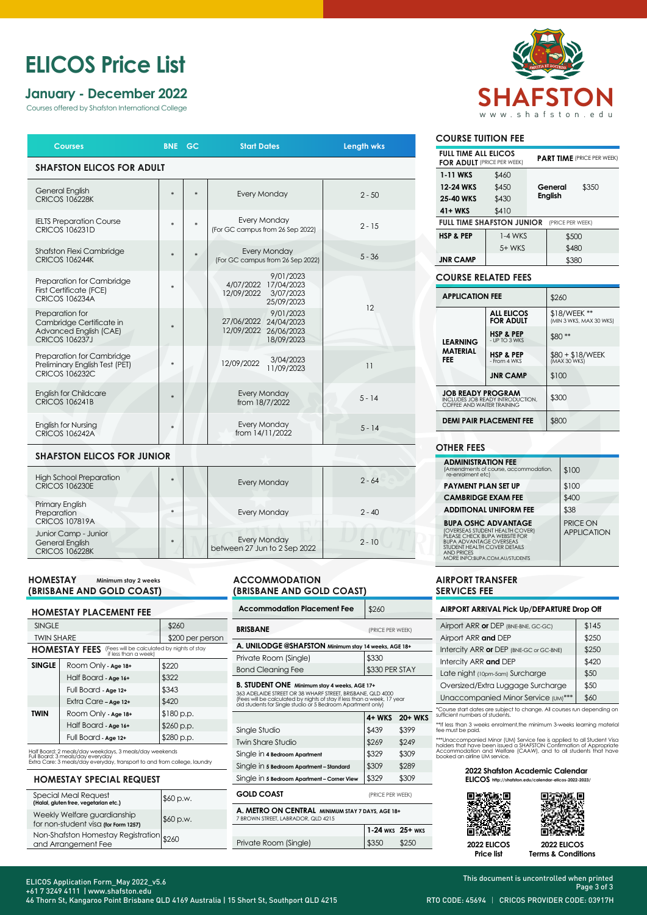# ELICOS Price List

## January - December 2022

Courses offered by Shafston International College

SHAFSTON
www.shafston.edu

| Courses | BNE | GC | Start Dates | Length wks |
|---|---|---|---|---|
| **SHAFSTON ELICOS FOR ADULT** | | | | |
| General English CRICOS 106228K | * | * | Every Monday | 2 - 50 |
| IELTS Preparation Course CRICOS 106231D | * | * | Every Monday (For GC campus from 26 Sep 2022) | 2 - 15 |
| Shafston Flexi Cambridge CRICOS 106244K | * | * | Every Monday (For GC campus from 26 Sep 2022) | 5 - 36 |
| Preparation for Cambridge First Certificate (FCE) CRICOS 106234A | * | | 4/07/2022, 12/09/2022, 9/01/2023, 17/04/2023, 3/07/2023, 25/09/2023 | 12 |
| Preparation for Cambridge Certificate in Advanced English (CAE) CRICOS 106237J | * | | 27/06/2022, 12/09/2022, 9/01/2023, 24/04/2023, 26/06/2023, 18/09/2023 | 12 |
| Preparation for Cambridge Preliminary English Test (PET) CRICOS 106232C | * | | 12/09/2022, 3/04/2023, 11/09/2023 | 11 |
| English for Childcare CRICOS 106241B | * | | Every Monday from 18/7/2022 | 5 - 14 |
| English for Nursing CRICOS 106242A | * | | Every Monday from 14/11/2022 | 5 - 14 |
| **SHAFSTON ELICOS FOR JUNIOR** | | | | |
| High School Preparation CRICOS 106230E | * | | Every Monday | 2 - 64 |
| Primary English Preparation CRICOS 107819A | * | | Every Monday | 2 - 40 |
| Junior Camp - Junior General English CRICOS 106228K | * | | Every Monday between 27 Jun to 2 Sep 2022 | 2 - 10 |

## COURSE TUITION FEE

| FULL TIME ALL ELICOS FOR ADULT (PRICE PER WEEK) | | PART TIME (PRICE PER WEEK) | |
|---|---|---|---|
| 1-11 WKS | $460 | | |
| 12-24 WKS | $450 | General English | $350 |
| 25-40 WKS | $430 | | |
| 41+ WKS | $410 | | |

| FULL TIME SHAFSTON JUNIOR (PRICE PER WEEK) | | |
|---|---|---|
| HSP & PEP | 1-4 WKS | $500 |
| | 5+ WKS | $480 |
| JNR CAMP | | $380 |

## COURSE RELATED FEES

| | | |
|---|---|---|
| APPLICATION FEE | | $260 |
| LEARNING MATERIAL FEE | ALL ELICOS FOR ADULT | $18/WEEK ** (MIN 3 WKS, MAX 30 WKS) |
| | HSP & PEP - UP TO 3 WKS | $80 ** |
| | HSP & PEP - From 4 WKS | $80 + $18/WEEK (MAX 30 WKS) |
| | JNR CAMP | $100 |
| JOB READY PROGRAM INCLUDES JOB READY INTRODUCTION, COFFEE AND WAITER TRAINING | | $300 |
| DEMI PAIR PLACEMENT FEE | | $800 |

## OTHER FEES

| | |
|---|---|
| ADMINISTRATION FEE (Amendments of course, accommodation, re-enrolment etc) | $100 |
| PAYMENT PLAN SET UP | $100 |
| CAMBRIDGE EXAM FEE | $400 |
| ADDITIONAL UNIFORM FEE | $38 |
| BUPA OSHC ADVANTAGE (OVERSEAS STUDENT HEALTH COVER) PLEASE CHECK BUPA WEBSITE FOR BUPA ADVANTAGE OVERSEAS STUDENT HEALTH COVER DETAILS AND PRICES MORE INFO:BUPA.COM.AU/STUDENTS | PRICE ON APPLICATION |

## HOMESTAY (BRISBANE AND GOLD COAST)

Minimum stay 2 weeks

### HOMESTAY PLACEMENT FEE

| | | |
|---|---|---|
| SINGLE | | $260 |
| TWIN SHARE | | $200 per person |
| **HOMESTAY FEES** (Fees will be calculated by nights of stay if less than a week) | | |
| SINGLE | Room Only - Age 18+ | $220 |
| | Half Board - Age 16+ | $322 |
| | Full Board - Age 12+ | $343 |
| | Extra Care – Age 12+ | $420 |
| TWIN | Room Only - Age 18+ | $180 p.p. |
| | Half Board - Age 16+ | $260 p.p. |
| | Full Board - Age 12+ | $280 p.p. |

Half Board: 2 meals/day weekdays, 3 meals/day weekends
Full Board: 3 meals/day everyday
Extra Care: 3 meals/day everyday, transport to and from college, laundry

### HOMESTAY SPECIAL REQUEST

| | |
|---|---|
| Special Meal Request (Halal, gluten free, vegetarian etc.) | $60 p.w. |
| Weekly Welfare guardianship for non-student visa (for Form 1257) | $60 p.w. |
| Non-Shafston Homestay Registration and Arrangement Fee | $260 |

## ACCOMMODATION (BRISBANE AND GOLD COAST)

| Accommodation Placement Fee | $260 |
|---|---|

**BRISBANE** (PRICE PER WEEK)

**A. UNILODGE @SHAFSTON** Minimum stay 14 weeks, AGE 18+

| | |
|---|---|
| Private Room (Single) | $330 |
| Bond Cleaning Fee | $330 PER STAY |

**B. STUDENT ONE** Minimum stay 4 weeks, AGE 17+
363 ADELAIDE STREET OR 38 WHARF STREET, BRISBANE, QLD 4000
(Fees will be calculated by nights of stay if less than a week, 17 year old students for Single studio or 5 Bedroom Apartment only)

| | 4+ WKS | 20+ WKS |
|---|---|---|
| Single Studio | $439 | $399 |
| Twin Share Studio | $269 | $249 |
| Single in 4 Bedroom Apartment | $329 | $309 |
| Single in 5 Bedroom Apartment – Standard | $309 | $289 |
| Single in 5 Bedroom Apartment – Corner View | $329 | $309 |

**GOLD COAST** (PRICE PER WEEK)

**A. METRO ON CENTRAL** MINIMUM STAY 7 DAYS, AGE 18+
7 BROWN STREET, LABRADOR, QLD 4215

| | 1-24 WKS | 25+ WKS |
|---|---|---|
| Private Room (Single) | $350 | $250 |

## AIRPORT TRANSFER SERVICES FEE

| AIRPORT ARRIVAL Pick Up/DEPARTURE Drop Off | |
|---|---|
| Airport ARR or DEP (BNE-BNE, GC-GC) | $145 |
| Airport ARR and DEP | $250 |
| Intercity ARR or DEP (BNE-GC or GC-BNE) | $250 |
| Intercity ARR and DEP | $420 |
| Late night (10pm-5am) Surcharge | $50 |
| Oversized/Extra Luggage Surcharge | $50 |
| Unaccompanied Minor Service (UM)*** | $60 |

*Course start dates are subject to change. All courses run depending on sufficient numbers of students.

**If less than 3 weeks enrolment,the minimum 3-weeks learning material fee must be paid.

***Unaccompanied Minor (UM) Service fee is applied to all Student Visa holders that have been issued a SHAFSTON Confirmation of Appropriate Accommodation and Welfare (CAAW), and to all students that have booked an airline UM service.

**2022 Shafston Academic Calendar**
**ELICOS** http://shafston.edu/calendar-elicos-2022-2023/

2022 ELICOS Price list

2022 ELICOS Terms & Conditions

ELICOS Application Form_May 2022_v5.6
+61 7 3249 4111 | www.shafston.edu
46 Thorn St, Kangaroo Point Brisbane QLD 4169 Australia | 15 Short St, Southport QLD 4215

This document is uncontrolled when printed

RTO CODE: 45694 | CRICOS PROVIDER CODE: 03917H